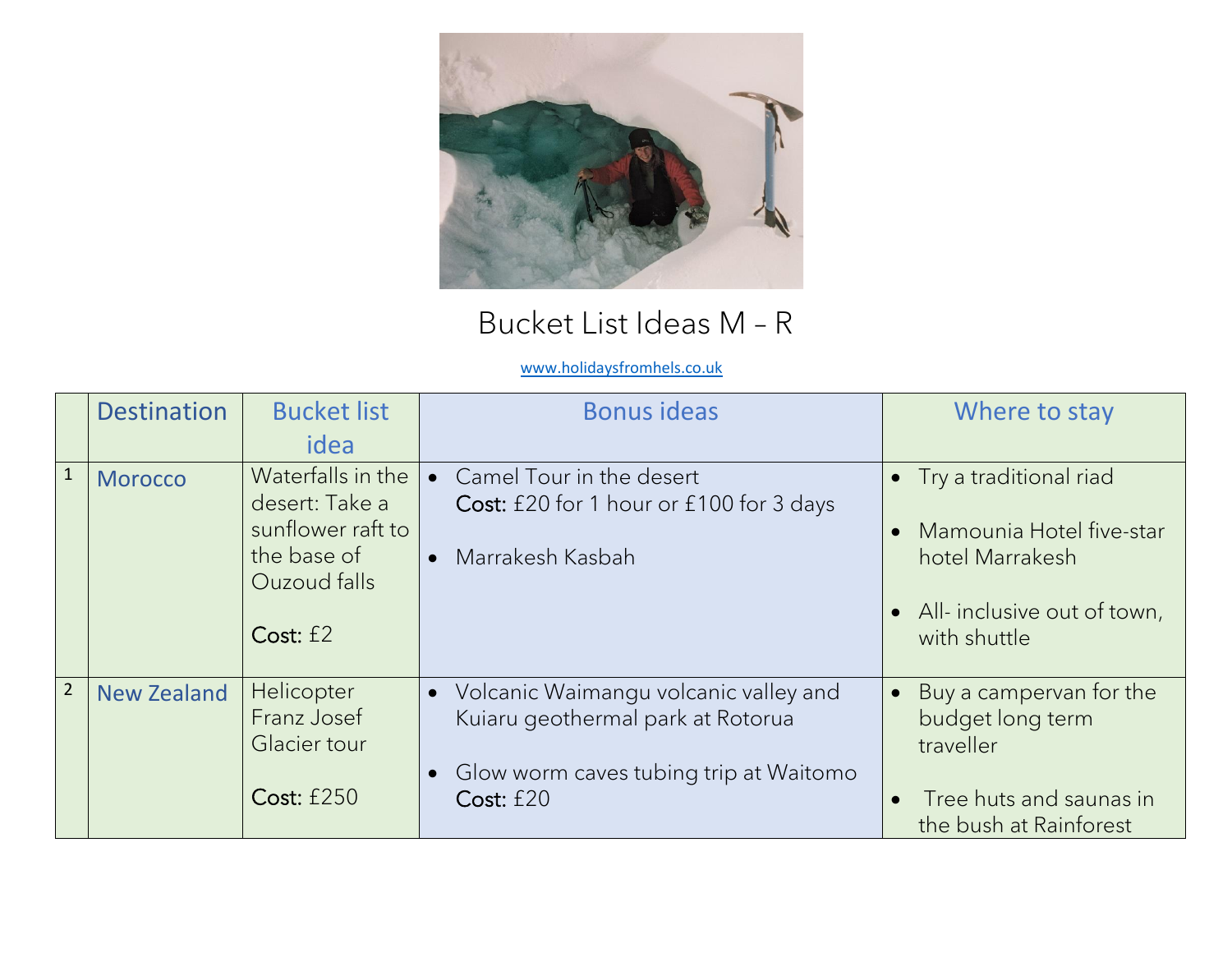# Bucket List Ideas M – R

www.holidaysfromhels.co.uk

| | Destination | Bucket list idea | Bonus ideas | Where to stay |
|---|---|---|---|---|
| 1 | Morocco | Waterfalls in the desert: Take a sunflower raft to the base of Ouzoud falls<br><br>Cost: £2 | • Camel Tour in the desert<br>Cost: £20 for 1 hour or £100 for 3 days<br><br>• Marrakesh Kasbah | • Try a traditional riad<br><br>• Mamounia Hotel five-star hotel Marrakesh<br><br>• All- inclusive out of town, with shuttle |
| 2 | New Zealand | Helicopter Franz Josef Glacier tour<br><br>Cost: £250 | • Volcanic Waimangu volcanic valley and Kuiaru geothermal park at Rotorua<br><br>• Glow worm caves tubing trip at Waitomo<br>Cost: £20 | • Buy a campervan for the budget long term traveller<br><br>• Tree huts and saunas in the bush at Rainforest |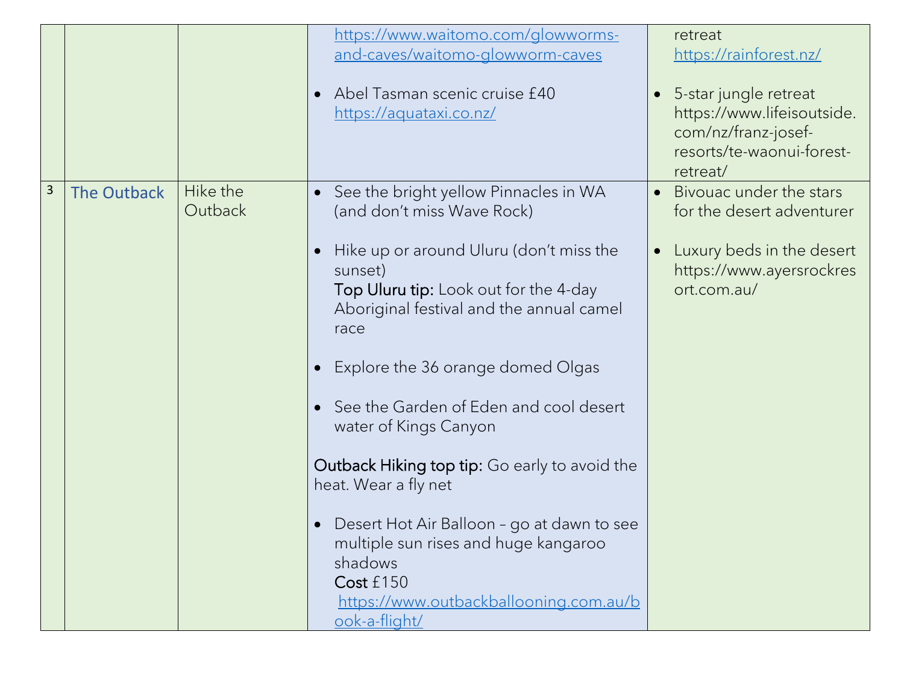| | | | | |
|---|---|---|---|---|
| | | | https://www.waitomo.com/glowworms-and-caves/waitomo-glowworm-caves<br><br>• Abel Tasman scenic cruise £40 https://aquataxi.co.nz/ | retreat https://rainforest.nz/<br><br>• 5-star jungle retreat https://www.lifeisoutside.com/nz/franz-josef-resorts/te-waonui-forest-retreat/ |
| 3 | **The Outback** | Hike the Outback | • See the bright yellow Pinnacles in WA (and don't miss Wave Rock)<br><br>• Hike up or around Uluru (don't miss the sunset)<br>**Top Uluru tip:** Look out for the 4-day Aboriginal festival and the annual camel race<br><br>• Explore the 36 orange domed Olgas<br><br>• See the Garden of Eden and cool desert water of Kings Canyon<br><br>**Outback Hiking top tip:** Go early to avoid the heat. Wear a fly net<br><br>• Desert Hot Air Balloon – go at dawn to see multiple sun rises and huge kangaroo shadows<br>**Cost** £150<br>https://www.outbackballooning.com.au/book-a-flight/ | • Bivouac under the stars for the desert adventurer<br><br>• Luxury beds in the desert https://www.ayersrockresort.com.au/ |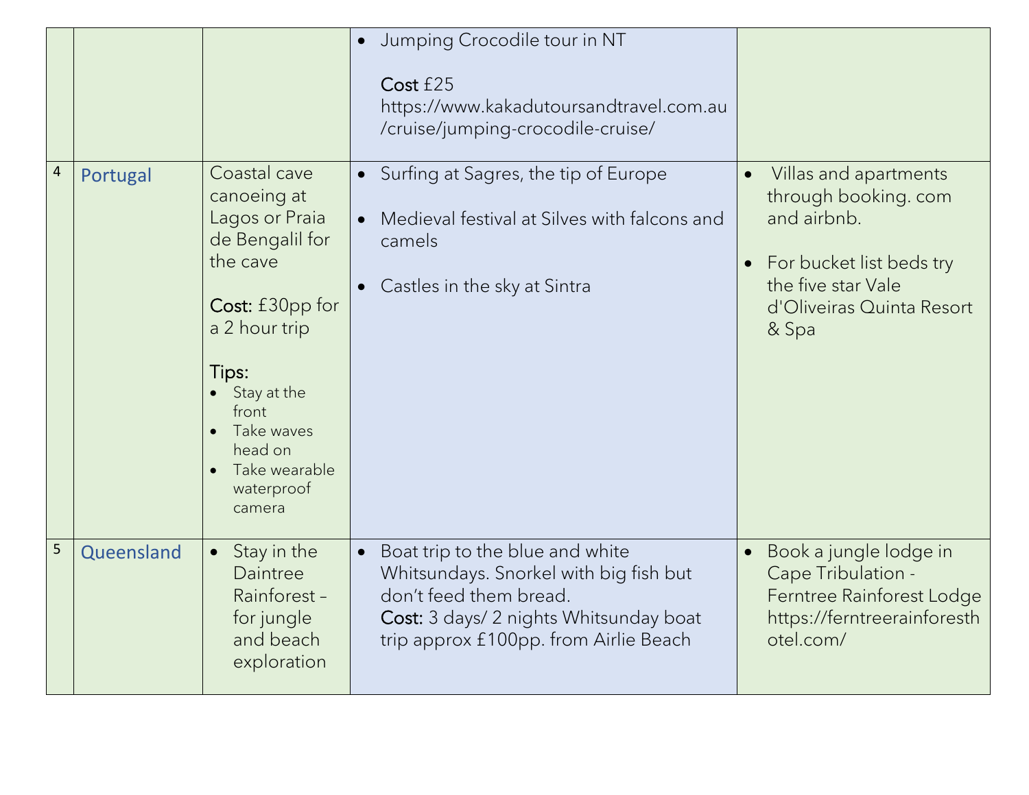| | | | | |
|---|---|---|---|---|
| | | | • Jumping Crocodile tour in NT<br><br>Cost £25 https://www.kakadutoursandtravel.com.au/cruise/jumping-crocodile-cruise/ | |
| 4 | Portugal | Coastal cave canoeing at Lagos or Praia de Bengalil for the cave<br><br>Cost: £30pp for a 2 hour trip<br><br>Tips:<br>• Stay at the front<br>• Take waves head on<br>• Take wearable waterproof camera | • Surfing at Sagres, the tip of Europe<br><br>• Medieval festival at Silves with falcons and camels<br><br>• Castles in the sky at Sintra | • Villas and apartments through booking. com and airbnb.<br><br>• For bucket list beds try the five star Vale d'Oliveiras Quinta Resort & Spa |
| 5 | Queensland | • Stay in the Daintree Rainforest – for jungle and beach exploration | • Boat trip to the blue and white Whitsundays. Snorkel with big fish but don't feed them bread.<br>Cost: 3 days/ 2 nights Whitsunday boat trip approx £100pp. from Airlie Beach | • Book a jungle lodge in Cape Tribulation - Ferntree Rainforest Lodge https://ferntreerainforesthotel.com/ |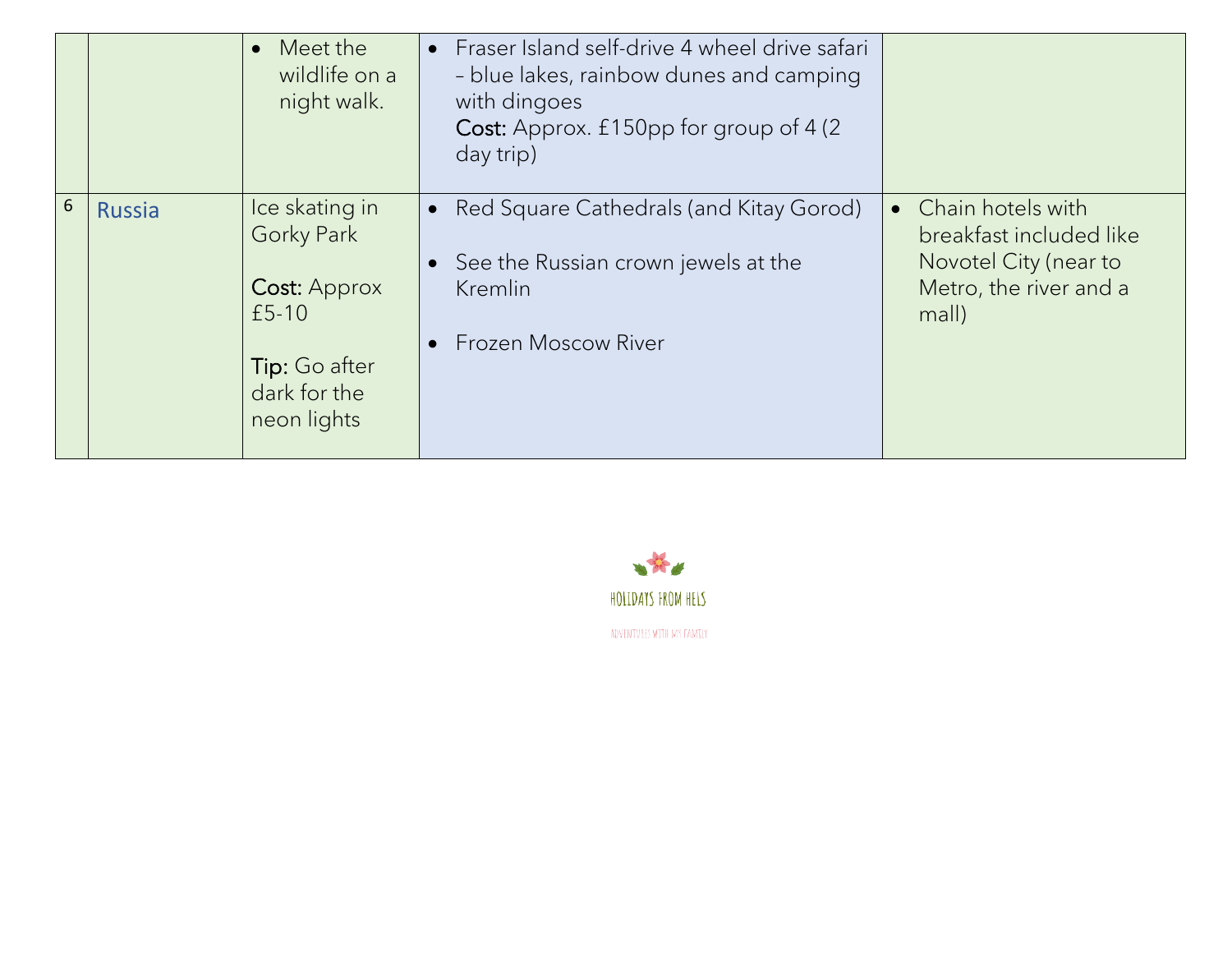| | | | | |
|---|---|---|---|---|
| | | • Meet the wildlife on a night walk. | • Fraser Island self-drive 4 wheel drive safari – blue lakes, rainbow dunes and camping with dingoes<br>**Cost:** Approx. £150pp for group of 4 (2 day trip) | |
| 6 | Russia | Ice skating in Gorky Park<br><br>**Cost:** Approx £5-10<br><br>**Tip:** Go after dark for the neon lights | • Red Square Cathedrals (and Kitay Gorod)<br><br>• See the Russian crown jewels at the Kremlin<br><br>• Frozen Moscow River | • Chain hotels with breakfast included like Novotel City (near to Metro, the river and a mall) |

HOLIDAYS FROM HELS

ADVENTURES WITH MY FAMILY